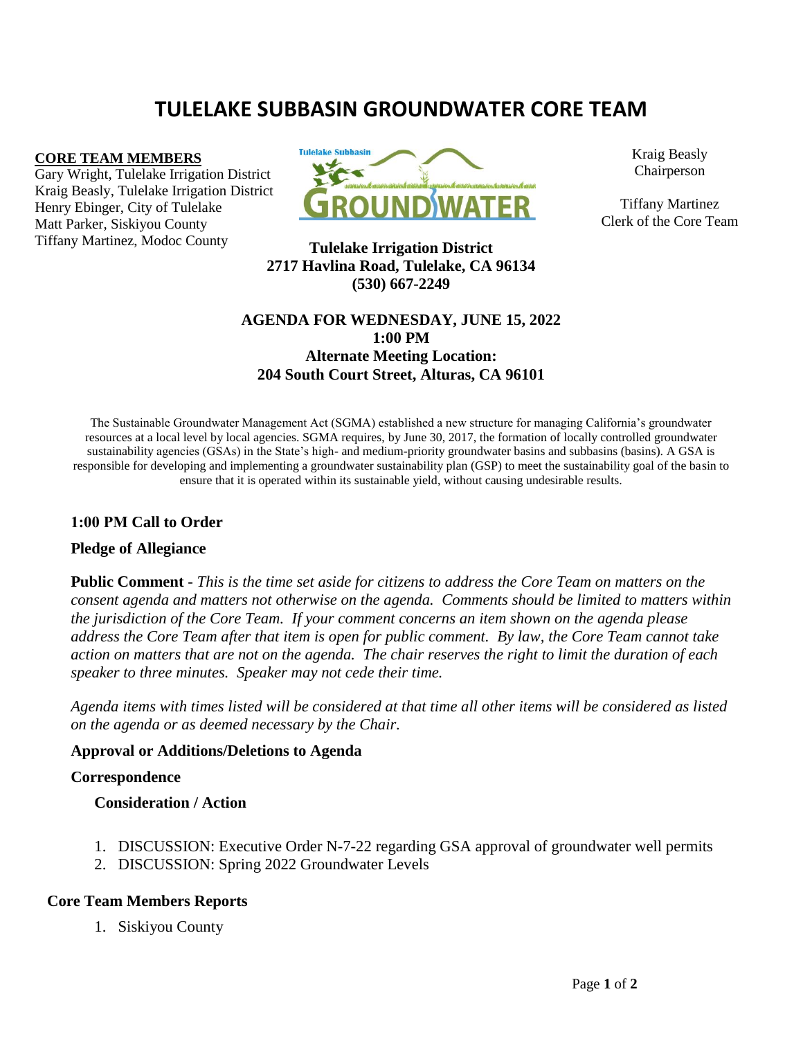# TULELAKE SUBBASIN GROUNDWATER CORE TEAM

**CORE TEAM MEMBERS**

Gary Wright, Tulelake Irrigation District
Kraig Beasly, Tulelake Irrigation District
Henry Ebinger, City of Tulelake
Matt Parker, Siskiyou County
Tiffany Martinez, Modoc County

Kraig Beasly
Chairperson

Tiffany Martinez
Clerk of the Core Team

**Tulelake Irrigation District**
**2717 Havlina Road, Tulelake, CA 96134**
**(530) 667-2249**

**AGENDA FOR WEDNESDAY, JUNE 15, 2022**
**1:00 PM**
**Alternate Meeting Location:**
**204 South Court Street, Alturas, CA 96101**

The Sustainable Groundwater Management Act (SGMA) established a new structure for managing California's groundwater resources at a local level by local agencies. SGMA requires, by June 30, 2017, the formation of locally controlled groundwater sustainability agencies (GSAs) in the State's high- and medium-priority groundwater basins and subbasins (basins). A GSA is responsible for developing and implementing a groundwater sustainability plan (GSP) to meet the sustainability goal of the basin to ensure that it is operated within its sustainable yield, without causing undesirable results.

**1:00 PM Call to Order**

**Pledge of Allegiance**

**Public Comment -** *This is the time set aside for citizens to address the Core Team on matters on the consent agenda and matters not otherwise on the agenda. Comments should be limited to matters within the jurisdiction of the Core Team. If your comment concerns an item shown on the agenda please address the Core Team after that item is open for public comment. By law, the Core Team cannot take action on matters that are not on the agenda. The chair reserves the right to limit the duration of each speaker to three minutes. Speaker may not cede their time.*

*Agenda items with times listed will be considered at that time all other items will be considered as listed on the agenda or as deemed necessary by the Chair.*

**Approval or Additions/Deletions to Agenda**

**Correspondence**

**Consideration / Action**

1. DISCUSSION: Executive Order N-7-22 regarding GSA approval of groundwater well permits
2. DISCUSSION: Spring 2022 Groundwater Levels

**Core Team Members Reports**

1. Siskiyou County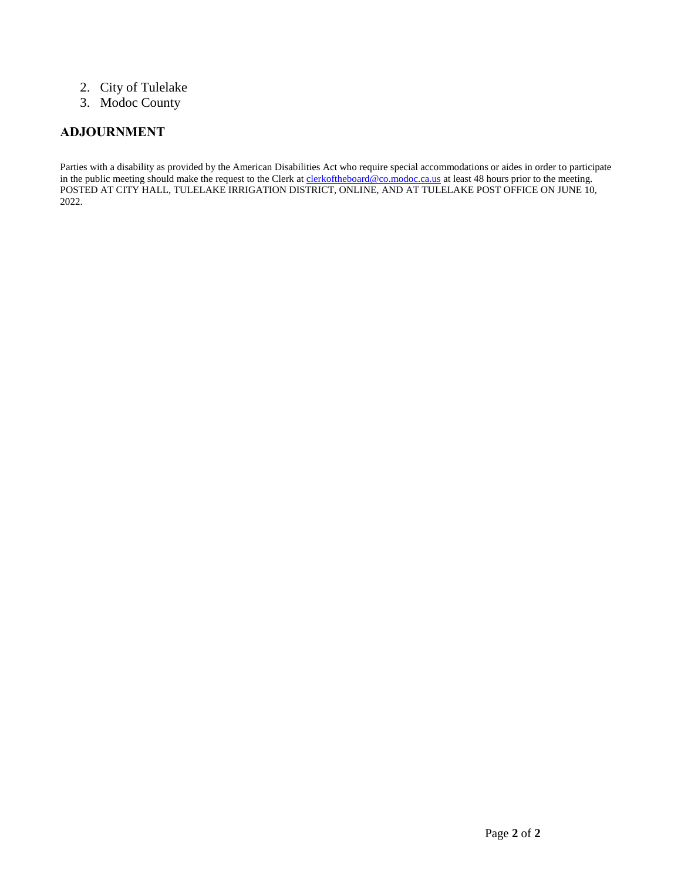2. City of Tulelake
3. Modoc County

## ADJOURNMENT

Parties with a disability as provided by the American Disabilities Act who require special accommodations or aides in order to participate in the public meeting should make the request to the Clerk at clerkoftheboard@co.modoc.ca.us at least 48 hours prior to the meeting.
POSTED AT CITY HALL, TULELAKE IRRIGATION DISTRICT, ONLINE, AND AT TULELAKE POST OFFICE ON JUNE 10, 2022.